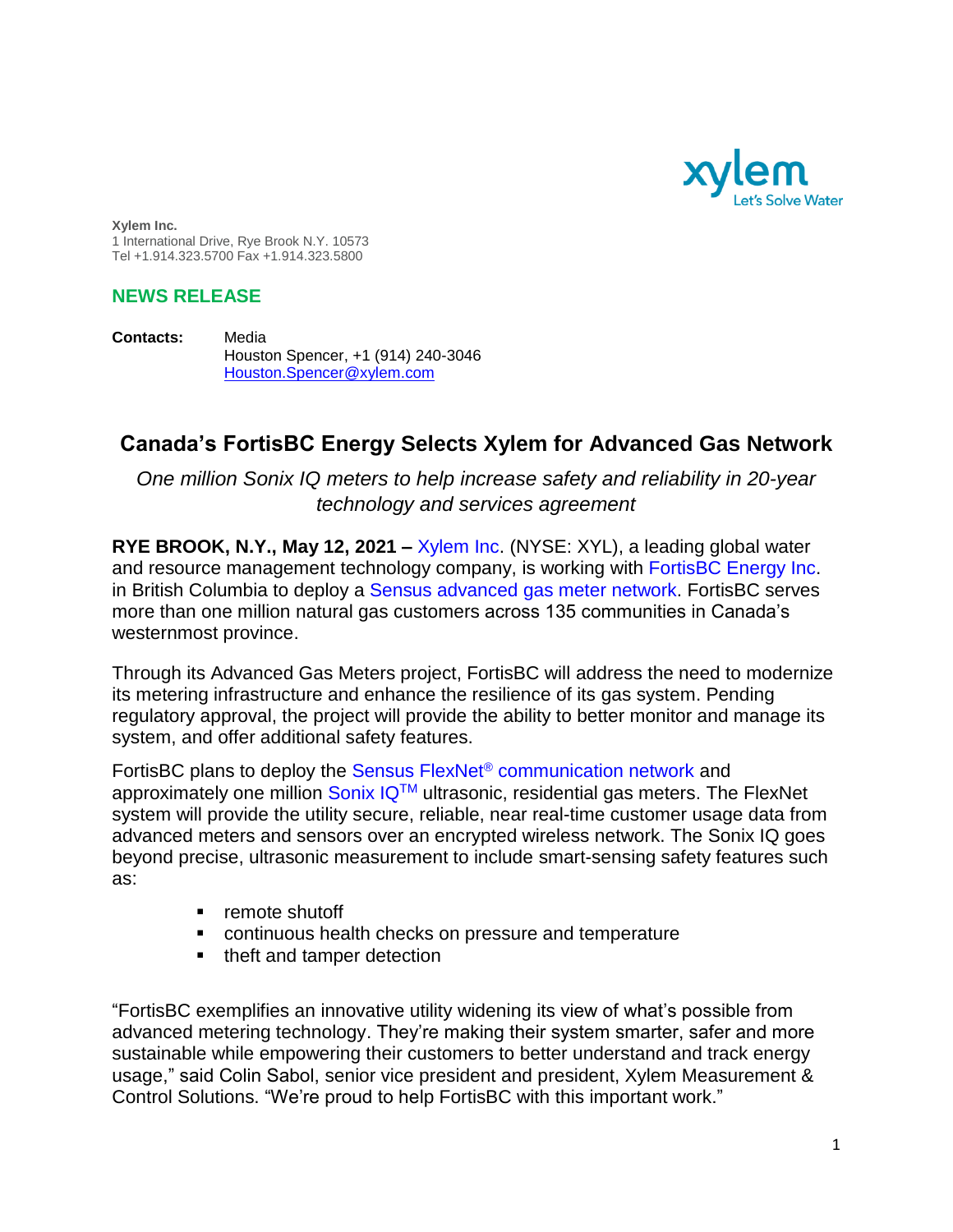**Xylem Inc.**
1 International Drive, Rye Brook N.Y. 10573
Tel +1.914.323.5700 Fax +1.914.323.5800

## NEWS RELEASE

**Contacts:** Media
Houston Spencer, +1 (914) 240-3046
Houston.Spencer@xylem.com

# Canada's FortisBC Energy Selects Xylem for Advanced Gas Network

*One million Sonix IQ meters to help increase safety and reliability in 20-year technology and services agreement*

**RYE BROOK, N.Y., May 12, 2021 –** Xylem Inc. (NYSE: XYL), a leading global water and resource management technology company, is working with FortisBC Energy Inc. in British Columbia to deploy a Sensus advanced gas meter network. FortisBC serves more than one million natural gas customers across 135 communities in Canada's westernmost province.

Through its Advanced Gas Meters project, FortisBC will address the need to modernize its metering infrastructure and enhance the resilience of its gas system. Pending regulatory approval, the project will provide the ability to better monitor and manage its system, and offer additional safety features.

FortisBC plans to deploy the Sensus FlexNet® communication network and approximately one million Sonix IQ™ ultrasonic, residential gas meters. The FlexNet system will provide the utility secure, reliable, near real-time customer usage data from advanced meters and sensors over an encrypted wireless network. The Sonix IQ goes beyond precise, ultrasonic measurement to include smart-sensing safety features such as:

- remote shutoff
- continuous health checks on pressure and temperature
- theft and tamper detection

"FortisBC exemplifies an innovative utility widening its view of what's possible from advanced metering technology. They're making their system smarter, safer and more sustainable while empowering their customers to better understand and track energy usage," said Colin Sabol, senior vice president and president, Xylem Measurement & Control Solutions. "We're proud to help FortisBC with this important work."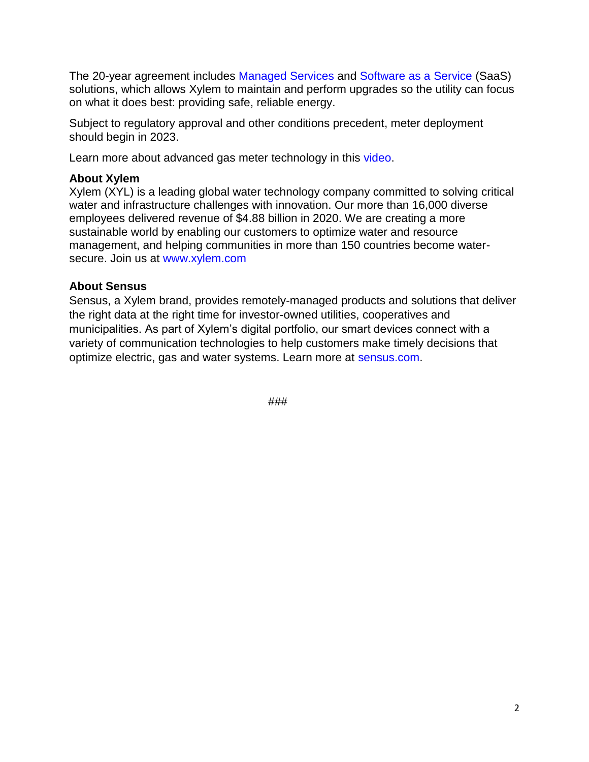The 20-year agreement includes Managed Services and Software as a Service (SaaS) solutions, which allows Xylem to maintain and perform upgrades so the utility can focus on what it does best: providing safe, reliable energy.

Subject to regulatory approval and other conditions precedent, meter deployment should begin in 2023.

Learn more about advanced gas meter technology in this video.

**About Xylem**

Xylem (XYL) is a leading global water technology company committed to solving critical water and infrastructure challenges with innovation. Our more than 16,000 diverse employees delivered revenue of $4.88 billion in 2020. We are creating a more sustainable world by enabling our customers to optimize water and resource management, and helping communities in more than 150 countries become water-secure. Join us at www.xylem.com

**About Sensus**

Sensus, a Xylem brand, provides remotely-managed products and solutions that deliver the right data at the right time for investor-owned utilities, cooperatives and municipalities. As part of Xylem's digital portfolio, our smart devices connect with a variety of communication technologies to help customers make timely decisions that optimize electric, gas and water systems. Learn more at sensus.com.

###